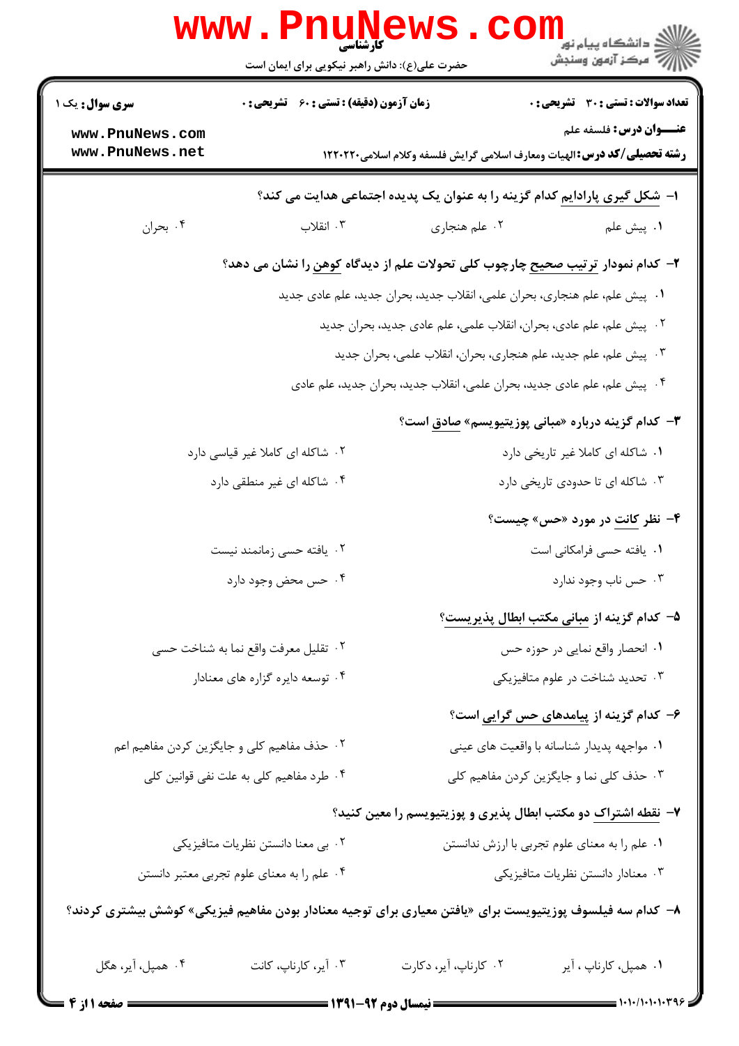کارشناسی

حضرت علی(ع): دانش راهبر نیکویی برای ایمان است

دانشگاه پیام نور
مرکز آزمون وسنجش

**سری سوال:** یک ۱

**زمان آزمون (دقیقه) : تستی : ۶۰ تشریحی : ۰**

**تعداد سوالات : تستی : ۳۰ تشریحی : ۰**

**عنـــوان درس:** فلسفه علم

**رشته تحصیلی/کد درس:** الهیات ومعارف اسلامی گرایش فلسفه وکلام اسلامی۱۲۲۰۲۲۰

**۱- شکل گیری پارادایم کدام گزینه را به عنوان یک پدیده اجتماعی هدایت می کند؟**

۱. پیش علم ۲. علم هنجاری ۳. انقلاب ۴. بحران

**۲- کدام نمودار ترتیب صحیح چارچوب کلی تحولات علم از دیدگاه کوهن را نشان می دهد؟**

۱. پیش علم، علم هنجاری، بحران علمی، انقلاب جدید، بحران جدید، علم عادی جدید

۲. پیش علم، علم عادی، بحران، انقلاب علمی، علم عادی جدید، بحران جدید

۳. پیش علم، علم جدید، علم هنجاری، بحران، انقلاب علمی، بحران جدید

۴. پیش علم، علم عادی جدید، بحران علمی، انقلاب جدید، بحران جدید، علم عادی

**۳- کدام گزینه درباره «مبانی پوزیتیویسم» صادق است؟**

۱. شاکله ای کاملا غیر تاریخی دارد

۲. شاکله ای کاملا غیر قیاسی دارد

۳. شاکله ای تا حدودی تاریخی دارد

۴. شاکله ای غیر منطقی دارد

**۴- نظر کانت در مورد «حس» چیست؟**

۱. یافته حسی فرامکانی است

۲. یافته حسی زمانمند نیست

۳. حس ناب وجود ندارد

۴. حس محض وجود دارد

**۵- کدام گزینه از مبانی مکتب ابطال پذیریست؟**

۱. انحصار واقع نمایی در حوزه حس

۲. تقلیل معرفت واقع نما به شناخت حسی

۳. تحدید شناخت در علوم متافیزیکی

۴. توسعه دایره گزاره های معنادار

**۶- کدام گزینه از پیامدهای حس گرایی است؟**

۱. مواجهه پدیدار شناسانه با واقعیت های عینی

۲. حذف مفاهیم کلی و جایگزین کردن مفاهیم اعم

۳. حذف کلی نما و جایگزین کردن مفاهیم کلی

۴. طرد مفاهیم کلی به علت نفی قوانین کلی

**۷- نقطه اشتراک دو مکتب ابطال پذیری و پوزیتیویسم را معین کنید؟**

۱. علم را به معنای علوم تجربی با ارزش ندانستن

۲. بی معنا دانستن نظریات متافیزیکی

۳. معنادار دانستن نظریات متافیزیکی

۴. علم را به معنای علوم تجربی معتبر دانستن

**۸- کدام سه فیلسوف پوزیتیویست برای «یافتن معیاری برای توجیه معنادار بودن مفاهیم فیزیکی» کوشش بیشتری کردند؟**

۱. همپل، کارناپ ، آیر ۲. کارناپ، آیر، دکارت ۳. آیر، کارناپ، کانت ۴. همپل، آیر، هگل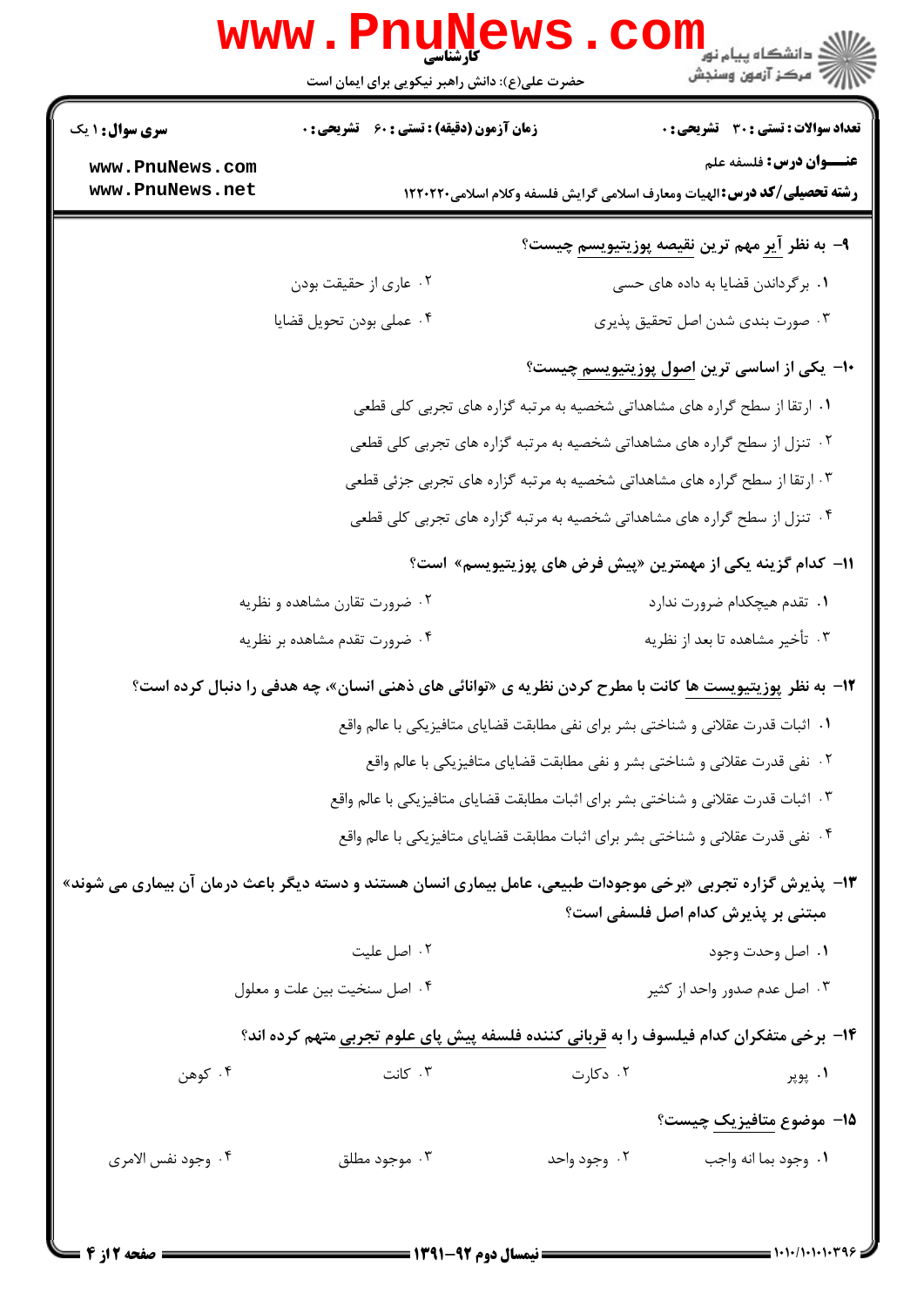کارشناسی

حضرت علی(ع): دانش راهبر نیکویی برای ایمان است

**سری سوال:** ۱ یک

**زمان آزمون (دقیقه) : تستی :** ۶۰ **تشریحی :** ۰

**تعداد سوالات : تستی :** ۳۰ **تشریحی :** ۰

**عنـــوان درس:** فلسفه علم

**رشته تحصیلی/کد درس:** الهیات ومعارف اسلامی گرایش فلسفه وکلام اسلامی۱۲۲۰۲۲۰

**۹- به نظر آیر مهم ترین نقیصه پوزیتیویسم چیست؟**

۱. برگرداندن قضایا به داده های حسی

۲. عاری از حقیقت بودن

۳. صورت بندی شدن اصل تحقیق پذیری

۴. عملی بودن تحویل قضایا

**۱۰- یکی از اساسی ترین اصول پوزیتیویسم چیست؟**

۱. ارتقا از سطح گزاره های مشاهداتی شخصیه به مرتبه گزاره های تجربی کلی قطعی

۲. تنزل از سطح گزاره های مشاهداتی شخصیه به مرتبه گزاره های تجربی کلی قطعی

۳. ارتقا از سطح گزاره های مشاهداتی شخصیه به مرتبه گزاره های تجربی جزئی قطعی

۴. تنزل از سطح گزاره های مشاهداتی شخصیه به مرتبه گزاره های تجربی کلی قطعی

**۱۱- کدام گزینه یکی از مهمترین «پیش فرض های پوزیتیویسم» است؟**

۱. تقدم هیچکدام ضرورت ندارد

۲. ضرورت تقارن مشاهده و نظریه

۳. تأخیر مشاهده تا بعد از نظریه

۴. ضرورت تقدم مشاهده بر نظریه

**۱۲- به نظر پوزیتیویست ها کانت با مطرح کردن نظریه ی «توانائی های ذهنی انسان»، چه هدفی را دنبال کرده است؟**

۱. اثبات قدرت عقلانی و شناختی بشر برای نفی مطابقت قضایای متافیزیکی با عالم واقع

۲. نفی قدرت عقلانی و شناختی بشر و نفی مطابقت قضایای متافیزیکی با عالم واقع

۳. اثبات قدرت عقلانی و شناختی بشر برای اثبات مطابقت قضایای متافیزیکی با عالم واقع

۴. نفی قدرت عقلانی و شناختی بشر برای اثبات مطابقت قضایای متافیزیکی با عالم واقع

**۱۳- پذیرش گزاره تجربی «برخی موجودات طبیعی، عامل بیماری انسان هستند و دسته دیگر باعث درمان آن بیماری می شوند» مبتنی بر پذیرش کدام اصل فلسفی است؟**

۱. اصل وحدت وجود

۲. اصل علیت

۳. اصل عدم صدور واحد از کثیر

۴. اصل سنخیت بین علت و معلول

**۱۴- برخی متفکران کدام فیلسوف را به قربانی کننده فلسفه پیش پای علوم تجربی متهم کرده اند؟**

۱. پوپر

۲. دکارت

۳. کانت

۴. کوهن

**۱۵- موضوع متافیزیک چیست؟**

۱. وجود بما انه واجب

۲. وجود واحد

۳. موجود مطلق

۴. وجود نفس الامری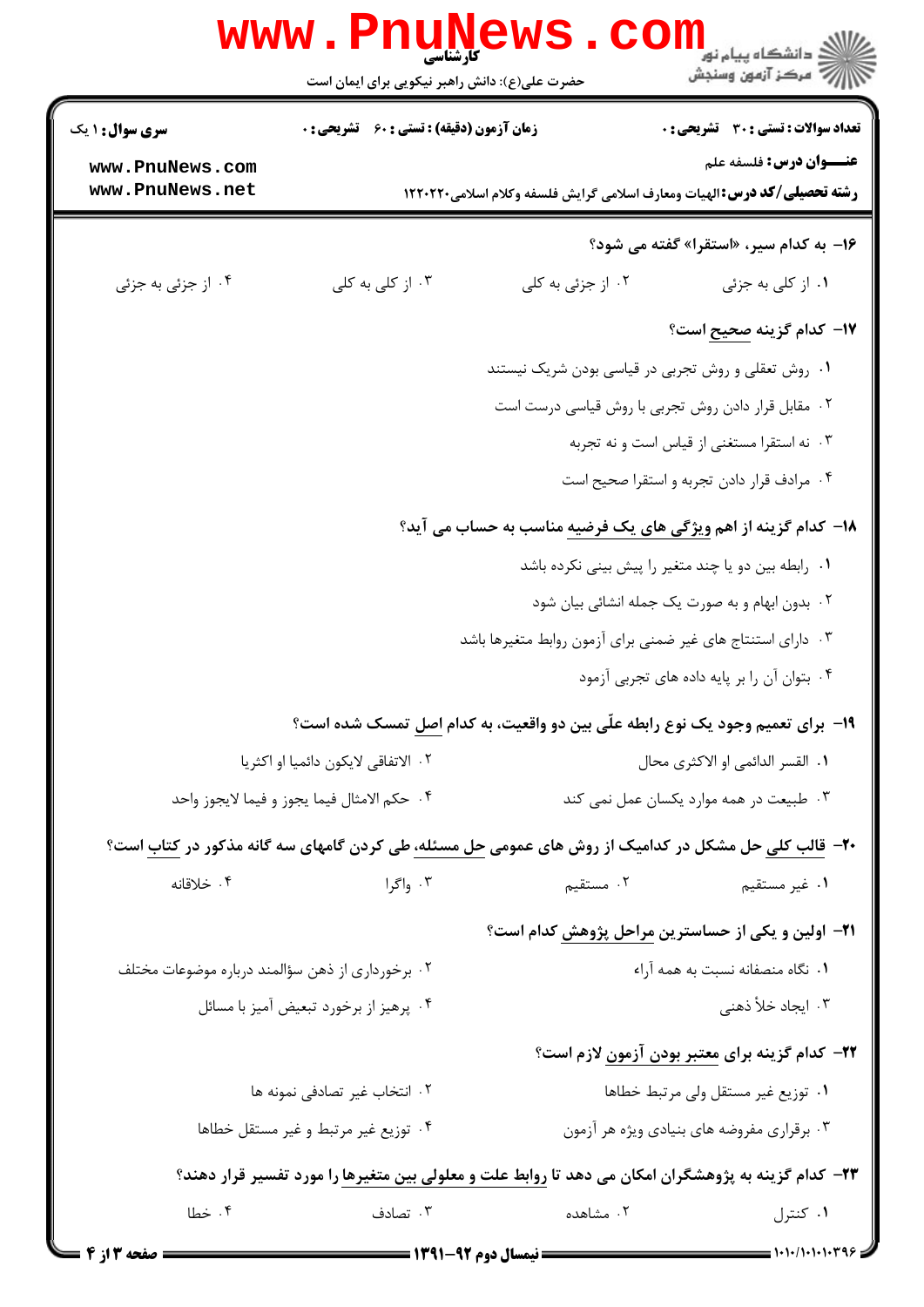۱۶- به کدام سیر، «استقرا» گفته می شود؟

۱. از کلی به جزئی
۲. از جزئی به کلی
۳. از کلی به کلی
۴. از جزئی به جزئی

۱۷- کدام گزینه صحیح است؟

۱. روش تعقلی و روش تجربی در قیاسی بودن شریک نیستند
۲. مقابل قرار دادن روش تجربی با روش قیاسی درست است
۳. نه استقرا مستغنی از قیاس است و نه تجربه
۴. مرادف قرار دادن تجربه و استقرا صحیح است

۱۸- کدام گزینه از اهم ویژگی های یک فرضیه مناسب به حساب می آید؟

۱. رابطه بین دو یا چند متغیر را پیش بینی نکرده باشد
۲. بدون ابهام و به صورت یک جمله انشائی بیان شود
۳. دارای استنتاج های غیر ضمنی برای آزمون روابط متغیرها باشد
۴. بتوان آن را بر پایه داده های تجربی آزمود

۱۹- برای تعمیم وجود یک نوع رابطه علّی بین دو واقعیت، به کدام اصل تمسک شده است؟

۱. القسر الدائمی او الاکثری محال
۲. الاتفاقی لایکون دائمیا او اکثریا
۳. طبیعت در همه موارد یکسان عمل نمی کند
۴. حکم الامثال فیما یجوز و فیما لایجوز واحد

۲۰- قالب کلی حل مشکل در کدامیک از روش های عمومی حل مسئله، طی کردن گامهای سه گانه مذکور در کتاب است؟

۱. غیر مستقیم
۲. مستقیم
۳. واگرا
۴. خلاقانه

۲۱- اولین و یکی از حساسترین مراحل پژوهش کدام است؟

۱. نگاه منصفانه نسبت به همه آراء
۲. برخورداری از ذهن سؤالمند درباره موضوعات مختلف
۳. ایجاد خلأ ذهنی
۴. پرهیز از برخورد تبعیض آمیز با مسائل

۲۲- کدام گزینه برای معتبر بودن آزمون لازم است؟

۱. توزیع غیر مستقل ولی مرتبط خطاها
۲. انتخاب غیر تصادفی نمونه ها
۳. برقراری مفروضه های بنیادی ویژه هر آزمون
۴. توزیع غیر مرتبط و غیر مستقل خطاها

۲۳- کدام گزینه به پژوهشگران امکان می دهد تا روابط علت و معلولی بین متغیرها را مورد تفسیر قرار دهند؟

۱. کنترل
۲. مشاهده
۳. تصادف
۴. خطا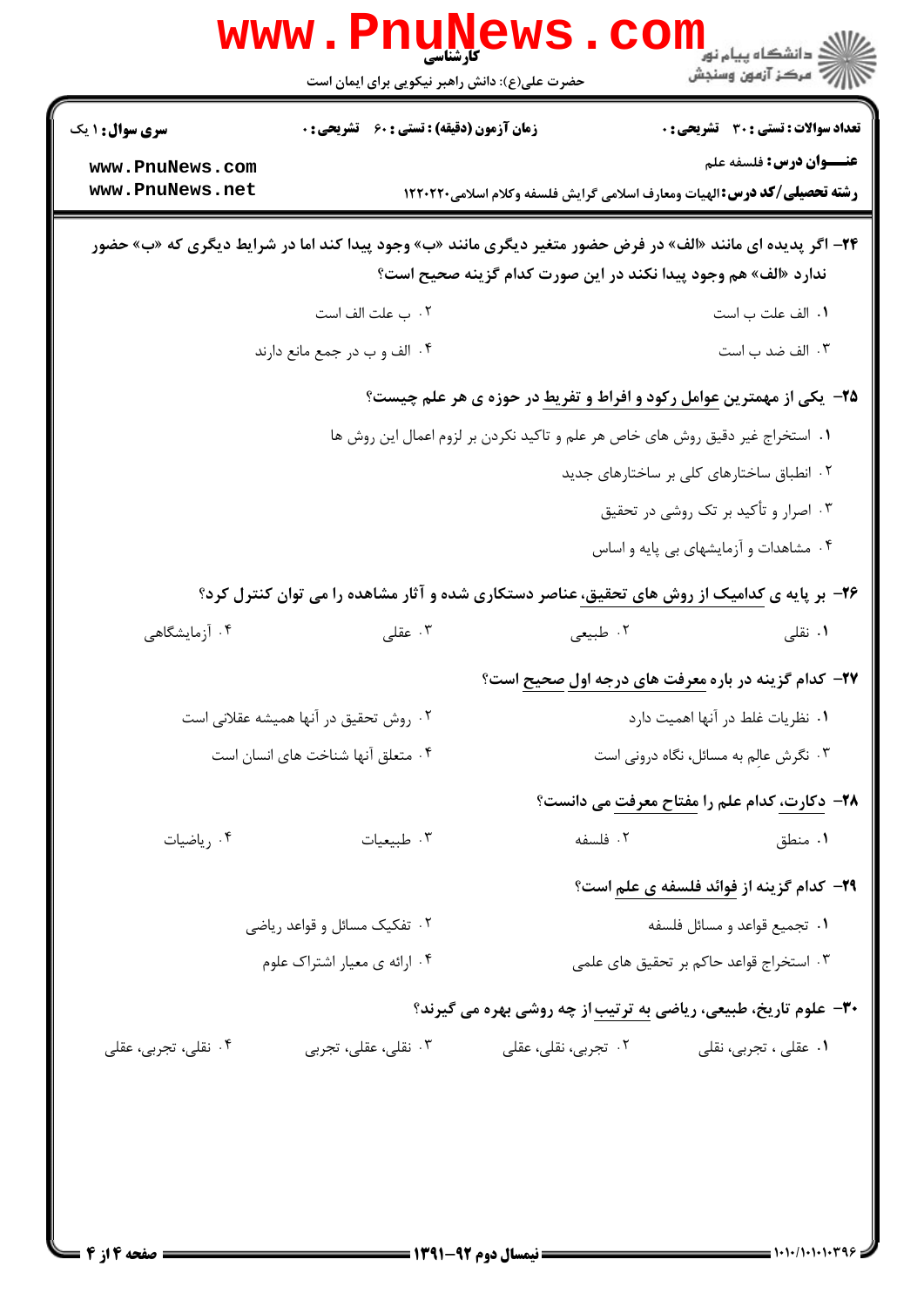**سری سوال:** ۱ یک | **زمان آزمون (دقیقه) : تستی :** ۶۰ **تشریحی :** ۰ | **تعداد سوالات : تستی :** ۳۰ **تشریحی :** ۰

**عنـــوان درس:** فلسفه علم

**رشته تحصیلی/کد درس:** الهیات ومعارف اسلامی گرایش فلسفه وکلام اسلامی۱۲۲۰۲۲۰

۲۴- اگر پدیده ای مانند «الف» در فرض حضور متغیر دیگری مانند «ب» وجود پیدا کند اما در شرایط دیگری که «ب» حضور ندارد «الف» هم وجود پیدا نکند در این صورت کدام گزینه صحیح است؟

۱. الف علت ب است
۲. ب علت الف است
۳. الف ضد ب است
۴. الف و ب در جمع مانع دارند

۲۵- یکی از مهمترین عوامل رکود و افراط و تفریط در حوزه ی هر علم چیست؟

۱. استخراج غیر دقیق روش های خاص هر علم و تاکید نکردن بر لزوم اعمال این روش ها
۲. انطباق ساختارهای کلی بر ساختارهای جدید
۳. اصرار و تأکید بر تک روشی در تحقیق
۴. مشاهدات و آزمایشهای بی پایه و اساس

۲۶- بر پایه ی کدامیک از روش های تحقیق، عناصر دستکاری شده و آثار مشاهده را می توان کنترل کرد؟

۱. نقلی
۲. طبیعی
۳. عقلی
۴. آزمایشگاهی

۲۷- کدام گزینه در باره معرفت های درجه اول صحیح است؟

۱. نظریات غلط در آنها اهمیت دارد
۲. روش تحقیق در آنها همیشه عقلانی است
۳. نگرش عالِم به مسائل، نگاه درونی است
۴. متعلق آنها شناخت های انسان است

۲۸- دکارت، کدام علم را مفتاح معرفت می دانست؟

۱. منطق
۲. فلسفه
۳. طبیعیات
۴. ریاضیات

۲۹- کدام گزینه از فوائد فلسفه ی علم است؟

۱. تجمیع قواعد و مسائل فلسفه
۲. تفکیک مسائل و قواعد ریاضی
۳. استخراج قواعد حاکم بر تحقیق های علمی
۴. ارائه ی معیار اشتراک علوم

۳۰- علوم تاریخ، طبیعی، ریاضی به ترتیب از چه روشی بهره می گیرند؟

۱. عقلی ، تجربی، نقلی
۲. تجربی، نقلی، عقلی
۳. نقلی، عقلی، تجربی
۴. نقلی، تجربی، عقلی